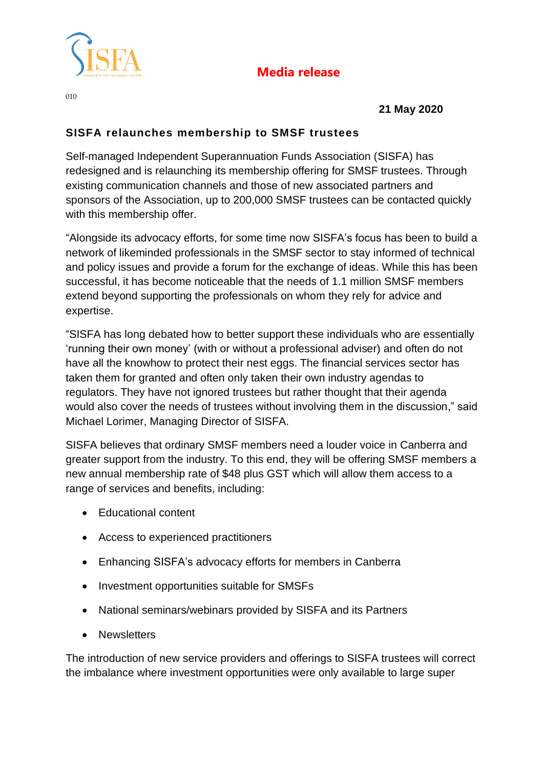**Media release**

010

**21 May 2020**

## SISFA relaunches membership to SMSF trustees

Self-managed Independent Superannuation Funds Association (SISFA) has redesigned and is relaunching its membership offering for SMSF trustees. Through existing communication channels and those of new associated partners and sponsors of the Association, up to 200,000 SMSF trustees can be contacted quickly with this membership offer.

"Alongside its advocacy efforts, for some time now SISFA's focus has been to build a network of likeminded professionals in the SMSF sector to stay informed of technical and policy issues and provide a forum for the exchange of ideas. While this has been successful, it has become noticeable that the needs of 1.1 million SMSF members extend beyond supporting the professionals on whom they rely for advice and expertise.

"SISFA has long debated how to better support these individuals who are essentially 'running their own money' (with or without a professional adviser) and often do not have all the knowhow to protect their nest eggs. The financial services sector has taken them for granted and often only taken their own industry agendas to regulators. They have not ignored trustees but rather thought that their agenda would also cover the needs of trustees without involving them in the discussion," said Michael Lorimer, Managing Director of SISFA.

SISFA believes that ordinary SMSF members need a louder voice in Canberra and greater support from the industry. To this end, they will be offering SMSF members a new annual membership rate of $48 plus GST which will allow them access to a range of services and benefits, including:

- Educational content
- Access to experienced practitioners
- Enhancing SISFA's advocacy efforts for members in Canberra
- Investment opportunities suitable for SMSFs
- National seminars/webinars provided by SISFA and its Partners
- Newsletters

The introduction of new service providers and offerings to SISFA trustees will correct the imbalance where investment opportunities were only available to large super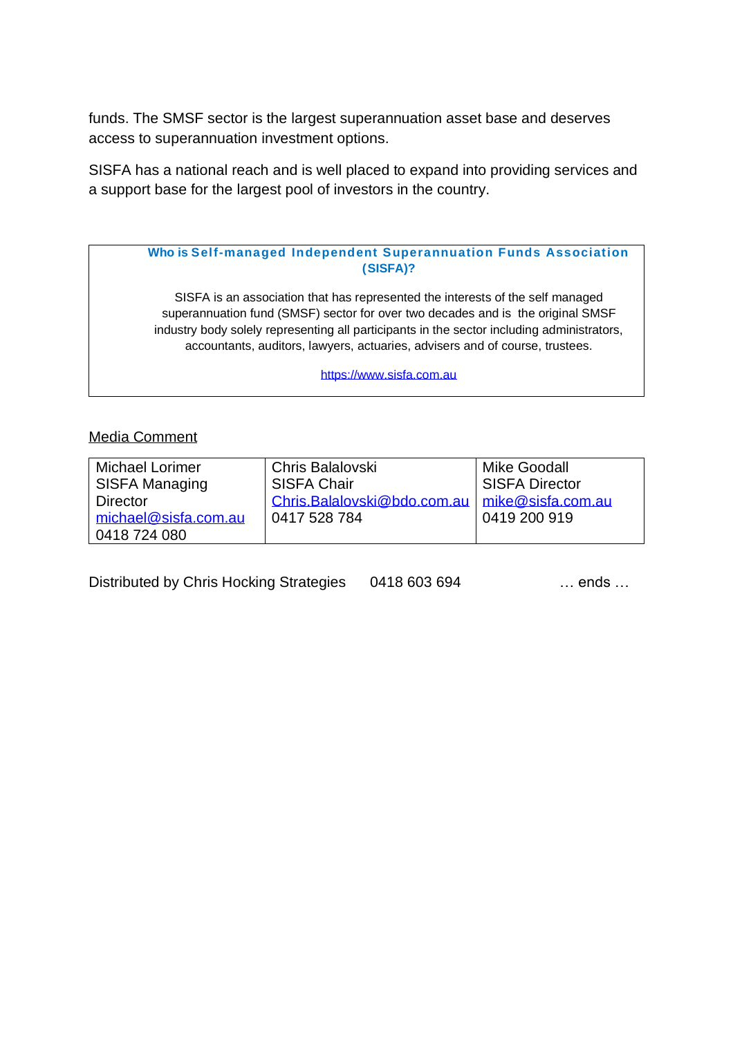funds. The SMSF sector is the largest superannuation asset base and deserves access to superannuation investment options.

SISFA has a national reach and is well placed to expand into providing services and a support base for the largest pool of investors in the country.

**Who is Self-managed Independent Superannuation Funds Association (SISFA)?**

SISFA is an association that has represented the interests of the self managed superannuation fund (SMSF) sector for over two decades and is the original SMSF industry body solely representing all participants in the sector including administrators, accountants, auditors, lawyers, actuaries, advisers and of course, trustees.

https://www.sisfa.com.au

Media Comment

| | | |
|---|---|---|
| Michael Lorimer<br>SISFA Managing Director<br>michael@sisfa.com.au<br>0418 724 080 | Chris Balalovski<br>SISFA Chair<br>Chris.Balalovski@bdo.com.au<br>0417 528 784 | Mike Goodall<br>SISFA Director<br>mike@sisfa.com.au<br>0419 200 919 |

Distributed by Chris Hocking Strategies     0418 603 694     … ends …